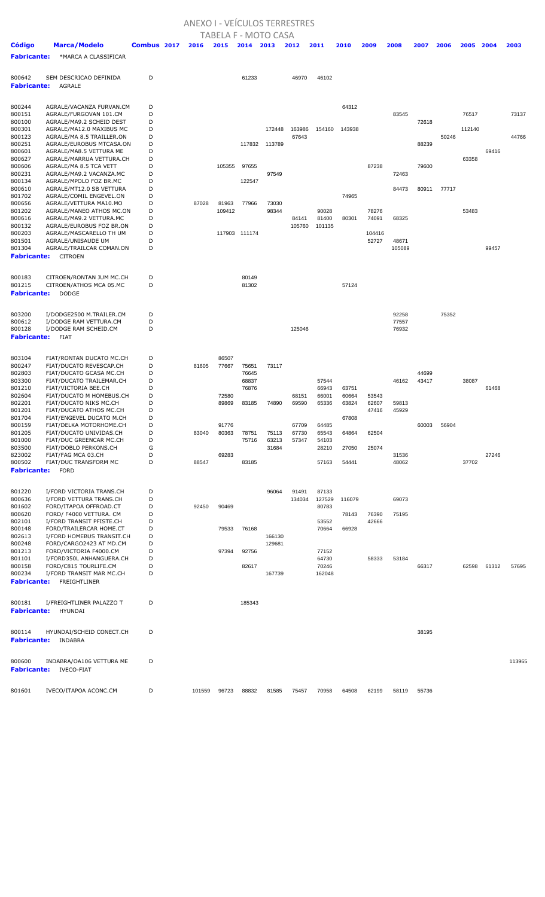# ANEXO I - VEÍCULOS TERRESTRES

## TABELA F - MOTO CASA

| Código | Marca/Modelo | Combus | 2017 | 2016 | 2015 | 2014 | 2013 | 2012 | 2011 | 2010 | 2009 | 2008 | 2007 | 2006 | 2005 | 2004 | 2003 |
|---|---|---|---|---|---|---|---|---|---|---|---|---|---|---|---|---|---|
| **Fabricante:** | *MARCA A CLASSIFICAR | | | | | | | | | | | | | | | | |
| 800642 | SEM DESCRICAO DEFINIDA | D | | | | 61233 | | 46970 | 46102 | | | | | | | | |
| **Fabricante:** | AGRALE | | | | | | | | | | | | | | | | |
| 800244 | AGRALE/VACANZA FURVAN.CM | D | | | | | | | | 64312 | | | | | | | |
| 800151 | AGRALE/FURGOVAN 101.CM | D | | | | | | | | | | 83545 | | | 76517 | | 73137 |
| 800100 | AGRALE/MA9.2 SCHEID DEST | D | | | | | | | | | | | 72618 | | | | |
| 800301 | AGRALE/MA12.0 MAXIBUS MC | D | | | | | 172448 | 163986 | 154160 | 143938 | | | | | 112140 | | |
| 800123 | AGRALE/MA 8.5 TRAILLER.ON | D | | | | | | 67643 | | | | | | 50246 | | | 44766 |
| 800251 | AGRALE/EUROBUS MTCASA.ON | D | | | | 117832 | 113789 | | | | | | 88239 | | | | |
| 800601 | AGRALE/MA8.5 VETTURA ME | D | | | | | | | | | | | | | | 69416 | |
| 800627 | AGRALE/MARRUA VETTURA.CH | D | | | | | | | | | | | | | 63358 | | |
| 800606 | AGRALE/MA 8.5 TCA VETT | D | | | 105355 | 97655 | | | | | 87238 | | 79600 | | | | |
| 800231 | AGRALE/MA9.2 VACANZA.MC | D | | | | | 97549 | | | | | 72463 | | | | | |
| 800134 | AGRALE/MPOLO FOZ BR.MC | D | | | | 122547 | | | | | | | | | | | |
| 800610 | AGRALE/MT12.0 SB VETTURA | D | | | | | | | | | | 84473 | 80911 | 77717 | | | |
| 801702 | AGRALE/COMIL ENGEVEL.ON | D | | | | | | | | 74965 | | | | | | | |
| 800656 | AGRALE/VETTURA MA10.MO | D | | 87028 | 81963 | 77966 | 73030 | | | | | | | | | | |
| 801202 | AGRALE/MANEO ATHOS MC.ON | D | | | 109412 | | 98344 | | 90028 | | 78276 | | | | 53483 | | |
| 800616 | AGRALE/MA9.2 VETTURA.MC | D | | | | | | 84141 | 81400 | 80301 | 74091 | 68325 | | | | | |
| 800132 | AGRALE/EUROBUS FOZ BR.ON | D | | | | | | 105760 | 101135 | | | | | | | | |
| 800203 | AGRALE/MASCARELLO TH UM | D | | | 117903 | 111174 | | | | | 104416 | | | | | | |
| 801501 | AGRALE/UNISAUDE UM | D | | | | | | | | | 52727 | 48671 | | | | | |
| 801304 | AGRALE/TRAILCAR COMAN.ON | D | | | | | | | | | | 105089 | | | | 99457 | |
| **Fabricante:** | CITROEN | | | | | | | | | | | | | | | | |
| 800183 | CITROEN/RONTAN JUM MC.CH | D | | | | 80149 | | | | | | | | | | | |
| 801215 | CITROEN/ATHOS MCA 05.MC | D | | | | 81302 | | | | 57124 | | | | | | | |
| **Fabricante:** | DODGE | | | | | | | | | | | | | | | | |
| 803200 | I/DODGE2500 M.TRAILER.CM | D | | | | | | | | | | 92258 | | 75352 | | | |
| 800612 | I/DODGE RAM VETTURA.CM | D | | | | | | | | | | 77557 | | | | | |
| 800128 | I/DODGE RAM SCHEID.CM | D | | | | | | 125046 | | | | 76932 | | | | | |
| **Fabricante:** | FIAT | | | | | | | | | | | | | | | | |
| 803104 | FIAT/RONTAN DUCATO MC.CH | D | | | 86507 | | | | | | | | | | | | |
| 800247 | FIAT/DUCATO REVESCAP.CH | D | | 81605 | 77667 | 75651 | 73117 | | | | | | | | | | |
| 802803 | FIAT/DUCATO GCASA MC.CH | D | | | | 76645 | | | | | | | 44699 | | | | |
| 803300 | FIAT/DUCATO TRAILEMAR.CH | D | | | | 68837 | | | 57544 | 63751 | | 46162 | 43417 | | 38087 | | |
| 801210 | FIAT/VICTORIA BEE.CH | D | | | | 76876 | | | 66943 | | | | | | | 61468 | |
| 802604 | FIAT/DUCATO M HOMEBUS.CH | D | | | 72580 | | | 68151 | 66001 | 60664 | 53543 | | | | | | |
| 802201 | FIAT/DUCATO NIKS MC.CH | D | | | 89869 | 83185 | 74890 | 69590 | 65336 | 63824 | 62607 | 59813 | | | | | |
| 801201 | FIAT/DUCATO ATHOS MC.CH | D | | | | | | | | | 47416 | 45929 | | | | | |
| 801704 | FIAT/ENGEVEL DUCATO M.CH | D | | | | | | | | 67808 | | | | | | | |
| 800159 | FIAT/DELKA MOTORHOME.CH | D | | | 91776 | | | 67709 | 64485 | | | | 60003 | 56904 | | | |
| 801205 | FIAT/DUCATO UNIVIDAS.CH | D | | 83040 | 80363 | 78751 | 75113 | 67730 | 65543 | 64864 | 62504 | | | | | | |
| 801000 | FIAT/DUC GREENCAR MC.CH | D | | | | 75716 | 63213 | 57347 | 54103 | | | | | | | | |
| 803500 | FIAT/DOBLO PERKONS.CH | G | | | | | 31684 | | 28210 | 27050 | 25074 | | | | | | |
| 823002 | FIAT/FAG MCA 03.CH | D | | | 69283 | | | | | | | 31536 | | | | 27246 | |
| 800502 | FIAT/DUC TRANSFORM MC | D | | 88547 | | 83185 | | | 57163 | 54441 | | 48062 | | | 37702 | | |
| **Fabricante:** | FORD | | | | | | | | | | | | | | | | |
| 801220 | I/FORD VICTORIA TRANS.CH | D | | | | | 96064 | 91491 | 87133 | | | | | | | | |
| 800636 | I/FORD VETTURA TRANS.CH | D | | | | | | 134034 | 127529 | 116079 | | 69073 | | | | | |
| 801602 | FORD/ITAPOA OFFROAD.CT | D | | 92450 | 90469 | | | | 80783 | | | | | | | | |
| 800620 | FORD/ F4000 VETTURA. CM | D | | | | | | | | 78143 | 76390 | 75195 | | | | | |
| 802101 | I/FORD TRANSIT PFISTE.CH | D | | | | | | | 53552 | | 42666 | | | | | | |
| 800148 | FORD/TRAILERCAR HOME.CT | D | | | 79533 | 76168 | | | 70664 | 66928 | | | | | | | |
| 802613 | I/FORD HOMEBUS TRANSIT.CH | D | | | | | 166130 | | | | | | | | | | |
| 800248 | FORD/CARGO2423 AT MD.CH | D | | | | | 129681 | | | | | | | | | | |
| 801213 | FORD/VICTORIA F4000.CM | D | | | 97394 | 92756 | | | 77152 | | | | | | | | |
| 801101 | I/FORD350L ANHANGUERA.CH | D | | | | | | | 64730 | | 58333 | 53184 | | | | | |
| 800158 | FORD/C815 TOURLIFE.CM | D | | | | 82617 | | | 70246 | | | | 66317 | | 62598 | 61312 | 57695 |
| 800234 | I/FORD TRANSIT MAR MC.CH | D | | | | | 167739 | | 162048 | | | | | | | | |
| **Fabricante:** | FREIGHTLINER | | | | | | | | | | | | | | | | |
| 800181 | I/FREIGHTLINER PALAZZO T | D | | | | 185343 | | | | | | | | | | | |
| **Fabricante:** | HYUNDAI | | | | | | | | | | | | | | | | |
| 800114 | HYUNDAI/SCHEID CONECT.CH | D | | | | | | | | | | | 38195 | | | | |
| **Fabricante:** | INDABRA | | | | | | | | | | | | | | | | |
| 800600 | INDABRA/OA106 VETTURA ME | D | | | | | | | | | | | | | | | 113965 |
| **Fabricante:** | IVECO-FIAT | | | | | | | | | | | | | | | | |
| 801601 | IVECO/ITAPOA ACONC.CM | D | | 101559 | 96723 | 88832 | 81585 | 75457 | 70958 | 64508 | 62199 | 58119 | 55736 | | | | |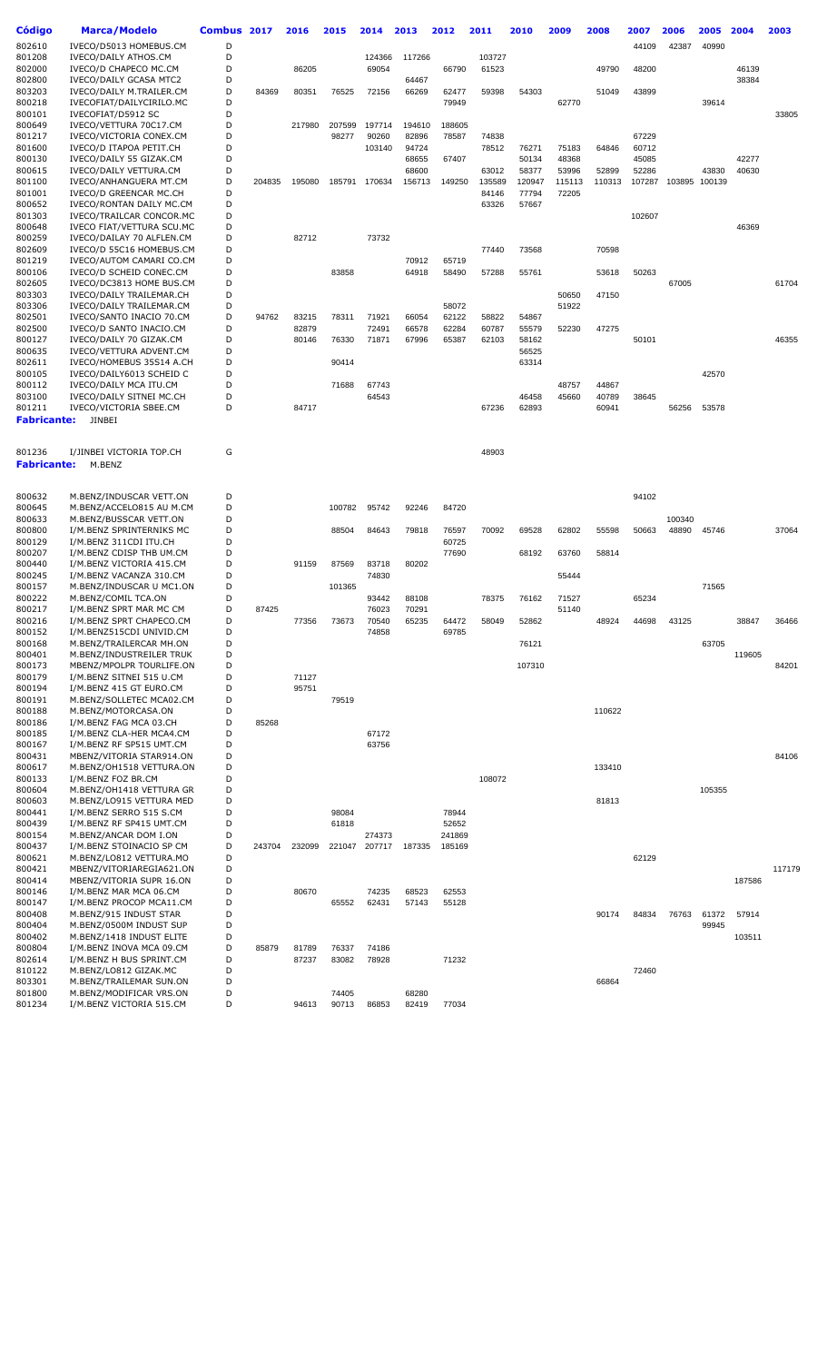| Código | Marca/Modelo | Combus | 2017 | 2016 | 2015 | 2014 | 2013 | 2012 | 2011 | 2010 | 2009 | 2008 | 2007 | 2006 | 2005 | 2004 | 2003 |
|---|---|---|---|---|---|---|---|---|---|---|---|---|---|---|---|---|---|
| 802610 | IVECO/D5013 HOMEBUS.CM | D | | | | | | | | | | | 44109 | 42387 | 40990 | | |
| 801208 | IVECO/DAILY ATHOS.CM | D | | | | 124366 | 117266 | | 103727 | | | | | | | | |
| 802000 | IVECO/D CHAPECO MC.CM | D | | 86205 | | 69054 | | 66790 | 61523 | | | 49790 | 48200 | | | 46139 | |
| 802800 | IVECO/DAILY GCASA MTC2 | D | | | | | 64467 | | | | | | | | | 38384 | |
| 803203 | IVECO/DAILY M.TRAILER.CM | D | 84369 | 80351 | 76525 | 72156 | 66269 | 62477 | 59398 | 54303 | | 51049 | 43899 | | | | |
| 800218 | IVECOFIAT/DAILYCIRILO.MC | D | | | | | | 79949 | | | 62770 | | | | 39614 | | |
| 800101 | IVECOFIAT/D5912 SC | D | | | | | | | | | | | | | | | 33805 |
| 800649 | IVECO/VETTURA 70C17.CM | D | | 217980 | 207599 | 197714 | 194610 | 188605 | | | | | | | | | |
| 801217 | IVECO/VICTORIA CONEX.CM | D | | | 98277 | 90260 | 82896 | 78587 | 74838 | | | | 67229 | | | | |
| 801600 | IVECO/D ITAPOA PETIT.CH | D | | | | 103140 | 94724 | | 78512 | 76271 | 75183 | 64846 | 60712 | | | | |
| 800130 | IVECO/DAILY 55 GIZAK.CM | D | | | | | 68655 | 67407 | | 50134 | 48368 | | 45085 | | | 42277 | |
| 800615 | IVECO/DAILY VETTURA.CM | D | | | | | 68600 | | 63012 | 58377 | 53996 | 52899 | 52286 | | 43830 | 40630 | |
| 801100 | IVECO/ANHANGUERA MT.CM | D | 204835 | 195080 | 185791 | 170634 | 156713 | 149250 | 135589 | 120947 | 115113 | 110313 | 107287 | 103895 | 100139 | | |
| 801001 | IVECO/D GREENCAR MC.CH | D | | | | | | | 84146 | 77794 | 72205 | | | | | | |
| 800652 | IVECO/RONTAN DAILY MC.CM | D | | | | | | | 63326 | 57667 | | | | | | | |
| 801303 | IVECO/TRAILCAR CONCOR.MC | D | | | | | | | | | | | 102607 | | | | |
| 800648 | IVECO FIAT/VETTURA SCU.MC | D | | | | | | | | | | | | | | 46369 | |
| 800259 | IVECO/DAILAY 70 ALFLEN.CM | D | | 82712 | | 73732 | | | | | | | | | | | |
| 802609 | IVECO/D 55C16 HOMEBUS.CM | D | | | | | | | 77440 | 73568 | | 70598 | | | | | |
| 801219 | IVECO/AUTOM CAMARI CO.CM | D | | | | | 70912 | 65719 | | | | | | | | | |
| 800106 | IVECO/D SCHEID CONEC.CM | D | | | 83858 | | 64918 | 58490 | 57288 | 55761 | | 53618 | 50263 | | | | |
| 802605 | IVECO/DC3813 HOME BUS.CM | D | | | | | | | | | | | | 67005 | | | 61704 |
| 803303 | IVECO/DAILY TRAILEMAR.CH | D | | | | | | | | | 50650 | 47150 | | | | | |
| 803306 | IVECO/DAILY TRAILEMAR.CM | D | | | | | | 58072 | | | 51922 | | | | | | |
| 802501 | IVECO/SANTO INACIO 70.CM | D | 94762 | 83215 | 78311 | 71921 | 66054 | 62122 | 58822 | 54867 | | | | | | | |
| 802500 | IVECO/D SANTO INACIO.CM | D | | 82879 | | 72491 | 66578 | 62284 | 60787 | 55579 | 52230 | 47275 | | | | | |
| 800127 | IVECO/DAILY 70 GIZAK.CM | D | | 80146 | 76330 | 71871 | 67996 | 65387 | 62103 | 58162 | | | 50101 | | | | 46355 |
| 800635 | IVECO/VETTURA ADVENT.CM | D | | | | | | | | 56525 | | | | | | | |
| 802611 | IVECO/HOMEBUS 35S14 A.CH | D | | | 90414 | | | | | 63314 | | | | | | | |
| 800105 | IVECO/DAILY6013 SCHEID C | D | | | | | | | | | | | | | 42570 | | |
| 800112 | IVECO/DAILY MCA ITU.CM | D | | | 71688 | 67743 | | | | | 48757 | 44867 | | | | | |
| 803100 | IVECO/DAILY SITNEI MC.CH | D | | | | 64543 | | | | 46458 | 45660 | 40789 | 38645 | | | | |
| 801211 | IVECO/VICTORIA SBEE.CM | D | | 84717 | | | | | 67236 | 62893 | | 60941 | | 56256 | 53578 | | |

**Fabricante:** JINBEI

| Código | Marca/Modelo | Combus | 2017 | 2016 | 2015 | 2014 | 2013 | 2012 | 2011 | 2010 | 2009 | 2008 | 2007 | 2006 | 2005 | 2004 | 2003 |
|---|---|---|---|---|---|---|---|---|---|---|---|---|---|---|---|---|---|
| 801236 | I/JINBEI VICTORIA TOP.CH | G | | | | | | | 48903 | | | | | | | | |

**Fabricante:** M.BENZ

| Código | Marca/Modelo | Combus | 2017 | 2016 | 2015 | 2014 | 2013 | 2012 | 2011 | 2010 | 2009 | 2008 | 2007 | 2006 | 2005 | 2004 | 2003 |
|---|---|---|---|---|---|---|---|---|---|---|---|---|---|---|---|---|---|
| 800632 | M.BENZ/INDUSCAR VETT.ON | D | | | | | | | | | | | 94102 | | | | |
| 800645 | M.BENZ/ACCELO815 AU M.CM | D | | | 100782 | 95742 | 92246 | 84720 | | | | | | | | | |
| 800633 | M.BENZ/BUSSCAR VETT.ON | D | | | | | | | | | | | | 100340 | | | |
| 800800 | I/M.BENZ SPRINTERNIKS MC | D | | | 88504 | 84643 | 79818 | 76597 | 70092 | 69528 | 62802 | 55598 | 50663 | 48890 | 45746 | | 37064 |
| 800129 | I/M.BENZ 311CDI ITU.CH | D | | | | | | 60725 | | | | | | | | | |
| 800207 | I/M.BENZ CDISP THB UM.CM | D | | | | | | 77690 | | 68192 | 63760 | 58814 | | | | | |
| 800440 | I/M.BENZ VICTORIA 415.CM | D | | 91159 | 87569 | 83718 | 80202 | | | | | | | | | | |
| 800245 | I/M.BENZ VACANZA 310.CM | D | | | | 74830 | | | | | 55444 | | | | | | |
| 800157 | M.BENZ/INDUSCAR U MC1.ON | D | | | 101365 | | | | | | | | | | 71565 | | |
| 800222 | M.BENZ/COMIL TCA.ON | D | | | | 93442 | 88108 | | 78375 | 76162 | 71527 | | 65234 | | | | |
| 800217 | I/M.BENZ SPRT MAR MC CM | D | 87425 | | | 76023 | 70291 | | | | 51140 | | | | | | |
| 800216 | I/M.BENZ SPRT CHAPECO.CM | D | | 77356 | 73673 | 70540 | 65235 | 64472 | 58049 | 52862 | | 48924 | 44698 | 43125 | | 38847 | 36466 |
| 800152 | I/M.BENZ515CDI UNIVID.CM | D | | | | 74858 | | 69785 | | | | | | | | | |
| 800168 | M.BENZ/TRAILERCAR MH.ON | D | | | | | | | | 76121 | | | | | 63705 | | |
| 800401 | M.BENZ/INDUSTREILER TRUK | D | | | | | | | | | | | | | | 119605 | |
| 800173 | MBENZ/MPOLPR TOURLIFE.ON | D | | | | | | | | 107310 | | | | | | | 84201 |
| 800179 | I/M.BENZ SITNEI 515 U.CM | D | | 71127 | | | | | | | | | | | | | |
| 800194 | I/M.BENZ 415 GT EURO.CM | D | | 95751 | | | | | | | | | | | | | |
| 800191 | M.BENZ/SOLLETEC MCA02.CM | D | | | 79519 | | | | | | | | | | | | |
| 800188 | M.BENZ/MOTORCASA.ON | D | | | | | | | | | | 110622 | | | | | |
| 800186 | I/M.BENZ FAG MCA 03.CH | D | 85268 | | | | | | | | | | | | | | |
| 800185 | I/M.BENZ CLA-HER MCA4.CM | D | | | | 67172 | | | | | | | | | | | |
| 800167 | I/M.BENZ RF SP515 UMT.CM | D | | | | 63756 | | | | | | | | | | | |
| 800431 | MBENZ/VITORIA STAR914.ON | D | | | | | | | | | | | | | | | 84106 |
| 800617 | M.BENZ/OH1518 VETTURA.ON | D | | | | | | | | | | 133410 | | | | | |
| 800133 | I/M.BENZ FOZ BR.CM | D | | | | | | | 108072 | | | | | | | | |
| 800604 | M.BENZ/OH1418 VETTURA GR | D | | | | | | | | | | | | | 105355 | | |
| 800603 | M.BENZ/LO915 VETTURA MED | D | | | | | | | | | | 81813 | | | | | |
| 800441 | I/M.BENZ SERRO 515 S.CM | D | | | 98084 | | | 78944 | | | | | | | | | |
| 800439 | I/M.BENZ RF SP415 UMT.CM | D | | | 61818 | | | 52652 | | | | | | | | | |
| 800154 | M.BENZ/ANCAR DOM I.ON | D | | | | 274373 | | 241869 | | | | | | | | | |
| 800437 | I/M.BENZ STOINACIO SP CM | D | 243704 | 232099 | 221047 | 207717 | 187335 | 185169 | | | | | | | | | |
| 800621 | M.BENZ/LO812 VETTURA.MO | D | | | | | | | | | | | 62129 | | | | |
| 800421 | MBENZ/VITORIAREGIA621.ON | D | | | | | | | | | | | | | | | 117179 |
| 800414 | MBENZ/VITORIA SUPR 16.ON | D | | | | | | | | | | | | | | 187586 | |
| 800146 | I/M.BENZ MAR MCA 06.CM | D | | 80670 | | 74235 | 68523 | 62553 | | | | | | | | | |
| 800147 | I/M.BENZ PROCOP MCA11.CM | D | | | 65552 | 62431 | 57143 | 55128 | | | | | | | | | |
| 800408 | M.BENZ/915 INDUST STAR | D | | | | | | | | | | 90174 | 84834 | 76763 | 61372 | 57914 | |
| 800404 | M.BENZ/0500M INDUST SUP | D | | | | | | | | | | | | | 99945 | | |
| 800402 | M.BENZ/1418 INDUST ELITE | D | | | | | | | | | | | | | | 103511 | |
| 800804 | I/M.BENZ INOVA MCA 09.CM | D | 85879 | 81789 | 76337 | 74186 | | | | | | | | | | | |
| 802614 | I/M.BENZ H BUS SPRINT.CM | D | | 87237 | 83082 | 78928 | | 71232 | | | | | | | | | |
| 810122 | M.BENZ/LO812 GIZAK.MC | D | | | | | | | | | | | 72460 | | | | |
| 803301 | M.BENZ/TRAILEMAR SUN.ON | D | | | | | | | | | | 66864 | | | | | |
| 801800 | M.BENZ/MODIFICAR VRS.ON | D | | | 74405 | | 68280 | | | | | | | | | | |
| 801234 | I/M.BENZ VICTORIA 515.CM | D | | 94613 | 90713 | 86853 | 82419 | 77034 | | | | | | | | | |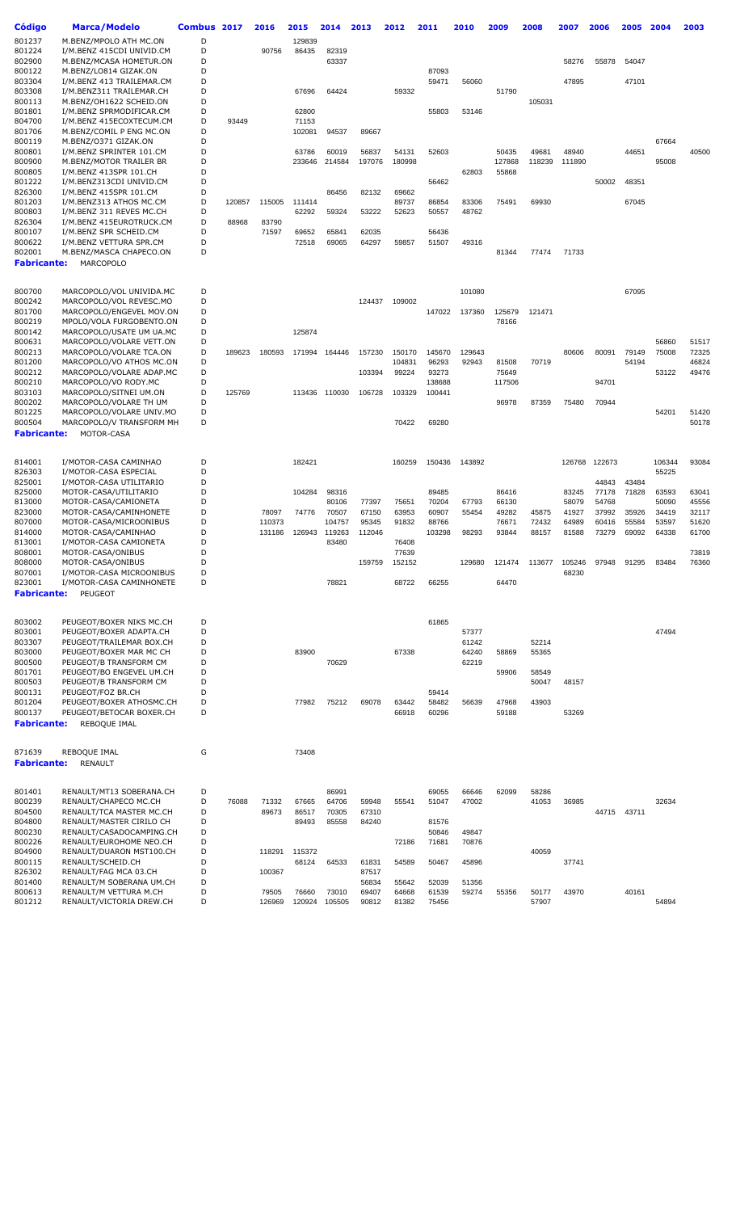| Código | Marca/Modelo | Combus | 2017 | 2016 | 2015 | 2014 | 2013 | 2012 | 2011 | 2010 | 2009 | 2008 | 2007 | 2006 | 2005 | 2004 | 2003 |
|---|---|---|---|---|---|---|---|---|---|---|---|---|---|---|---|---|---|
| 801237 | M.BENZ/MPOLO ATH MC.ON | D | | | 129839 | | | | | | | | | | | | |
| 801224 | I/M.BENZ 415CDI UNIVID.CM | D | | 90756 | 86435 | 82319 | | | | | | | | | | | |
| 802900 | M.BENZ/MCASA HOMETUR.ON | D | | | | 63337 | | | | | | | 58276 | 55878 | 54047 | | |
| 800122 | M.BENZ/LO814 GIZAK.ON | D | | | | | | | 87093 | | | | | | | | |
| 803304 | I/M.BENZ 413 TRAILEMAR.CM | D | | | | | | | 59471 | 56060 | | | 47895 | | 47101 | | |
| 803308 | I/M.BENZ311 TRAILEMAR.CH | D | | | 67696 | 64424 | | 59332 | | | 51790 | | | | | | |
| 800113 | M.BENZ/OH1622 SCHEID.ON | D | | | | | | | | | | 105031 | | | | | |
| 801801 | I/M.BENZ SPRMODIFICAR.CM | D | | | 62800 | | | | 55803 | 53146 | | | | | | | |
| 804700 | I/M.BENZ 415ECOXTECUM.CM | D | 93449 | | 71153 | | | | | | | | | | | | |
| 801706 | M.BENZ/COMIL P ENG MC.ON | D | | | 102081 | 94537 | 89667 | | | | | | | | | | |
| 800119 | M.BENZ/O371 GIZAK.ON | D | | | | | | | | | | | | | | 67664 | |
| 800801 | I/M.BENZ SPRINTER 101.CM | D | | | 63786 | 60019 | 56837 | 54131 | 52603 | | 50435 | 49681 | 48940 | | 44651 | | 40500 |
| 800900 | M.BENZ/MOTOR TRAILER BR | D | | | 233646 | 214584 | 197076 | 180998 | | | 127868 | 118239 | 111890 | | | 95008 | |
| 800805 | I/M.BENZ 413SPR 101.CH | D | | | | | | | | 62803 | 55868 | | | | | | |
| 801222 | I/M.BENZ313CDI UNIVID.CM | D | | | | | | | 56462 | | | | | 50002 | 48351 | | |
| 826300 | I/M.BENZ 415SPR 101.CM | D | | | | 86456 | 82132 | 69662 | | | | | | | | | |
| 801203 | I/M.BENZ313 ATHOS MC.CM | D | 120857 | 115005 | 111414 | | | 89737 | 86854 | 83306 | 75491 | 69930 | | | 67045 | | |
| 800803 | I/M.BENZ 311 REVES MC.CH | D | | | 62292 | 59324 | 53222 | 52623 | 50557 | 48762 | | | | | | | |
| 826304 | I/M.BENZ 415EUROTRUCK.CM | D | 88968 | 83790 | | | | | | | | | | | | | |
| 800107 | I/M.BENZ SPR SCHEID.CM | D | | 71597 | 69652 | 65841 | 62035 | | 56436 | | | | | | | | |
| 800622 | I/M.BENZ VETTURA SPR.CM | D | | | 72518 | 69065 | 64297 | 59857 | 51507 | 49316 | | | | | | | |
| 802001 | M.BENZ/MASCA CHAPECO.ON | D | | | | | | | | | 81344 | 77474 | 71733 | | | | |
| **Fabricante:** | MARCOPOLO | | | | | | | | | | | | | | | | |
| 800700 | MARCOPOLO/VOL UNIVIDA.MC | D | | | | | | | | 101080 | | | | | 67095 | | |
| 800242 | MARCOPOLO/VOL REVESC.MO | D | | | | | 124437 | 109002 | | | | | | | | | |
| 801700 | MARCOPOLO/ENGEVEL MOV.ON | D | | | | | | | 147022 | 137360 | 125679 | 121471 | | | | | |
| 800219 | MPOLO/VOLA FURGOBENTO.ON | D | | | | | | | | | 78166 | | | | | | |
| 800142 | MARCOPOLO/USATE UM UA.MC | D | | | 125874 | | | | | | | | | | | | |
| 800631 | MARCOPOLO/VOLARE VETT.ON | D | | | | | | | | | | | | | | 56860 | 51517 |
| 800213 | MARCOPOLO/VOLARE TCA.ON | D | 189623 | 180593 | 171994 | 164446 | 157230 | 150170 | 145670 | 129643 | | | 80606 | 80091 | 79149 | 75008 | 72325 |
| 801200 | MARCOPOLO/VO ATHOS MC.ON | D | | | | | | 104831 | 96293 | 92943 | 81508 | 70719 | | | 54194 | | 46824 |
| 800212 | MARCOPOLO/VOLARE ADAP.MC | D | | | | | 103394 | 99224 | 93273 | | 75649 | | | | | 53122 | 49476 |
| 800210 | MARCOPOLO/VO RODY.MC | D | | | | | | | 138688 | | 117506 | | | 94701 | | | |
| 803103 | MARCOPOLO/SITNEI UM.ON | D | 125769 | | 113436 | 110030 | 106728 | 103329 | 100441 | | | | | | | | |
| 800202 | MARCOPOLO/VOLARE TH UM | D | | | | | | | | | 96978 | 87359 | 75480 | 70944 | | | |
| 801225 | MARCOPOLO/VOLARE UNIV.MO | D | | | | | | | | | | | | | | 54201 | 51420 |
| 800504 | MARCOPOLO/V TRANSFORM MH | D | | | | | | 70422 | 69280 | | | | | | | | 50178 |
| **Fabricante:** | MOTOR-CASA | | | | | | | | | | | | | | | | |
| 814001 | I/MOTOR-CASA CAMINHAO | D | | | 182421 | | | 160259 | 150436 | 143892 | | | 126768 | 122673 | | 106344 | 93084 |
| 826303 | I/MOTOR-CASA ESPECIAL | D | | | | | | | | | | | | | | 55225 | |
| 825001 | I/MOTOR-CASA UTILITARIO | D | | | | | | | | | | | | 44843 | 43484 | | |
| 825000 | MOTOR-CASA/UTILITARIO | D | | | 104284 | 98316 | | | 89485 | | 86416 | | 83245 | 77178 | 71828 | 63593 | 63041 |
| 813000 | MOTOR-CASA/CAMIONETA | D | | | | 80106 | 77397 | 75651 | 70204 | 67793 | 66130 | | 58079 | 54768 | | 50090 | 45556 |
| 823000 | MOTOR-CASA/CAMINHONETE | D | | 78097 | 74776 | 70507 | 67150 | 63953 | 60907 | 55454 | 49282 | 45875 | 41927 | 37992 | 35926 | 34419 | 32117 |
| 807000 | MOTOR-CASA/MICROONIBUS | D | | 110373 | | 104757 | 95345 | 91832 | 88766 | | 76671 | 72432 | 64989 | 60416 | 55584 | 53597 | 51620 |
| 814000 | MOTOR-CASA/CAMINHAO | D | | 131186 | 126943 | 119263 | 112046 | | 103298 | 98293 | 93844 | 88157 | 81588 | 73279 | 69092 | 64338 | 61700 |
| 813001 | I/MOTOR-CASA CAMIONETA | D | | | | 83480 | | 76408 | | | | | | | | | |
| 808001 | MOTOR-CASA/ONIBUS | D | | | | | | 77639 | | | | | | | | | 73819 |
| 808000 | MOTOR-CASA/ONIBUS | D | | | | | 159759 | 152152 | | 129680 | 121474 | 113677 | 105246 | 97948 | 91295 | 83484 | 76360 |
| 807001 | I/MOTOR-CASA MICROONIBUS | D | | | | | | | | | | | 68230 | | | | |
| 823001 | I/MOTOR-CASA CAMINHONETE | D | | | | 78821 | | 68722 | 66255 | | 64470 | | | | | | |
| **Fabricante:** | PEUGEOT | | | | | | | | | | | | | | | | |
| 803002 | PEUGEOT/BOXER NIKS MC.CH | D | | | | | | | 61865 | | | | | | | | |
| 803001 | PEUGEOT/BOXER ADAPTA.CH | D | | | | | | | | 57377 | | | | | | 47494 | |
| 803307 | PEUGEOT/TRAILEMAR BOX.CH | D | | | | | | | | 61242 | | 52214 | | | | | |
| 803000 | PEUGEOT/BOXER MAR MC CH | D | | | 83900 | | | 67338 | | 64240 | 58869 | 55365 | | | | | |
| 800500 | PEUGEOT/B TRANSFORM CM | D | | | | 70629 | | | | 62219 | | | | | | | |
| 801701 | PEUGEOT/BO ENGEVEL UM.CH | D | | | | | | | | | 59906 | 58549 | | | | | |
| 800503 | PEUGEOT/B TRANSFORM CM | D | | | | | | | | | | 50047 | 48157 | | | | |
| 800131 | PEUGEOT/FOZ BR.CH | D | | | | | | | 59414 | | | | | | | | |
| 801204 | PEUGEOT/BOXER ATHOSMC.CH | D | | | 77982 | 75212 | 69078 | 63442 | 58482 | 56639 | 47968 | 43903 | | | | | |
| 800137 | PEUGEOT/BETOCAR BOXER.CH | D | | | | | | 66918 | 60296 | | 59188 | | 53269 | | | | |
| **Fabricante:** | REBOQUE IMAL | | | | | | | | | | | | | | | | |
| 871639 | REBOQUE IMAL | G | | | 73408 | | | | | | | | | | | | |
| **Fabricante:** | RENAULT | | | | | | | | | | | | | | | | |
| 801401 | RENAULT/MT13 SOBERANA.CH | D | | | | 86991 | | | 69055 | 66646 | 62099 | 58286 | | | | | |
| 800239 | RENAULT/CHAPECO MC.CH | D | 76088 | 71332 | 67665 | 64706 | 59948 | 55541 | 51047 | 47002 | | 41053 | 36985 | | | 32634 | |
| 804500 | RENAULT/TCA MASTER MC.CH | D | | 89673 | 86517 | 70305 | 67310 | | | | | | | 44715 | 43711 | | |
| 804800 | RENAULT/MASTER CIRILO CH | D | | | 89493 | 85558 | 84240 | | 81576 | | | | | | | | |
| 800230 | RENAULT/CASADOCAMPING.CH | D | | | | | | | 50846 | 49847 | | | | | | | |
| 800226 | RENAULT/EUROHOME NEO.CH | D | | | | | | 72186 | 71681 | 70876 | | | | | | | |
| 804900 | RENAULT/DUARON MST100.CH | D | | 118291 | 115372 | | | | | | | 40059 | | | | | |
| 800115 | RENAULT/SCHEID.CH | D | | | 68124 | 64533 | 61831 | 54589 | 50467 | 45896 | | | 37741 | | | | |
| 826302 | RENAULT/FAG MCA 03.CH | D | | 100367 | | | 87517 | | | | | | | | | | |
| 801400 | RENAULT/M SOBERANA UM.CH | D | | | | | 56834 | 55642 | 52039 | 51356 | | | | | | | |
| 800613 | RENAULT/M VETTURA M.CH | D | | 79505 | 76660 | 73010 | 69407 | 64668 | 61539 | 59274 | 55356 | 50177 | 43970 | | 40161 | | |
| 801212 | RENAULT/VICTORIA DREW.CH | D | | 126969 | 120924 | 105505 | 90812 | 81382 | 75456 | | | 57907 | | | | 54894 | |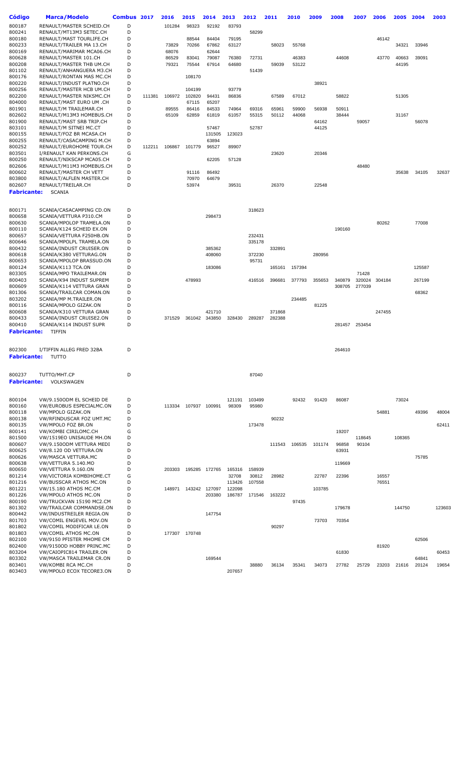| Código | Marca/Modelo | Combus | 2017 | 2016 | 2015 | 2014 | 2013 | 2012 | 2011 | 2010 | 2009 | 2008 | 2007 | 2006 | 2005 | 2004 | 2003 |
|---|---|---|---|---|---|---|---|---|---|---|---|---|---|---|---|---|---|
| 800187 | RENAULT/MASTER SCHEID.CH | D | | 101284 | 98323 | 92192 | 83793 | | | | | | | | | | |
| 800241 | RENAULT/MT13M3 SETEC.CH | D | | | | | | 58299 | | | | | | | | | |
| 800180 | RENAULT/MAST TOURLIFE.CH | D | | | 88544 | 84404 | 79195 | | 58023 | 55768 | | | | 46142 | | | |
| 800233 | RENAULT/TRAILER MA 13.CH | D | | 73829 | 70266 | 67862 | 63127 | | | | | | | | 34321 | 33946 | |
| 800169 | RENAULT/MARIMAR MCA06.CH | D | | 68076 | | 62644 | | | | | | | | | | | |
| 800628 | RENAULT/MASTER 101.CH | D | | 86529 | 83041 | 79087 | 76380 | 72731 | | 46383 | | 44608 | | 43770 | 40663 | 39091 | |
| 800208 | RENAULT/MASTER THB UM.CH | D | | 79321 | 75544 | 67914 | 64680 | | 59039 | 53122 | | | | | 44195 | | |
| 801102 | RENAULT/ANHANGUERA M3.CH | D | | | | | | 51439 | | | | | | | | | |
| 800176 | RENAULT/RONTAN MAS MC.CH | D | | | 108170 | | | | | | | | | | | | |
| 800220 | RENAULT/INDUST PLATNO.CH | D | | | | | | | | | 38921 | | | | | | |
| 800256 | RENAULT/MASTER HCB UM.CH | D | | | 104199 | | 93779 | | | | | | | | | | |
| 802200 | RENAULT/MASTER NIKSMC.CH | D | 111381 | 106972 | 102820 | 94431 | 86836 | | 67589 | 67012 | | 58822 | | | 51305 | | |
| 804000 | RENAULT/MAST EURO UM .CH | D | | | 67115 | 65207 | | | | | | | | | | | |
| 801901 | RENAULT/M TRAILEMAR.CH | D | | 89555 | 86416 | 84533 | 74964 | 69316 | 65961 | 59900 | 56938 | 50911 | | | | | |
| 802602 | RENAULT/M13M3 HOMEBUS.CH | D | | 65109 | 62859 | 61819 | 61057 | 55315 | 50112 | 44068 | | 38444 | | | 31167 | | |
| 801900 | RENAULT/MAST SRB TRIP.CH | D | | | | | | | | | 64162 | | 59057 | | | 56078 | |
| 803101 | RENAULT/M SITNEI MC.CT | D | | | | 57467 | | 52787 | | | 44125 | | | | | | |
| 800155 | RENAULT/FOZ BR MCASA.CH | D | | | | 131505 | 123023 | | | | | | | | | | |
| 800255 | RENAULT/CASACAMPING M.CH | D | | | | 63894 | | | | | | | | | | | |
| 800252 | RENAULT/EUROHOME TOUR.CH | D | 112211 | 106867 | 101779 | 96527 | 89907 | | | | | | | | | | |
| 803501 | I/RENAULT KAN PERKONS.CH | G | | | | | | | 23620 | | 20346 | | | | | | |
| 800250 | RENAULT/NIKSCAP MCA05.CH | D | | | | 62205 | 57128 | | | | | | | | | | |
| 802606 | RENAULT/M11M3 HOMEBUS.CH | D | | | | | | | | | | | 48480 | | | | |
| 800602 | RENAULT/MASTER CH VETT | D | | | 91116 | 86492 | | | | | | | | | 35638 | 34105 | 32637 |
| 803800 | RENAULT/ALFLEN MASTER.CH | D | | | 70970 | 64679 | | | | | | | | | | | |
| 802607 | RENAULT/TREILAR.CH | D | | | 53974 | | 39531 | | 26370 | | 22548 | | | | | | |
| **Fabricante:** | SCANIA | | | | | | | | | | | | | | | | |
| 800171 | SCANIA/CASACAMPING CD.ON | D | | | | | | 318623 | | | | | | | | | |
| 800658 | SCANIA/VETTURA P310.CM | D | | | | 298473 | | | | | | | | | | | |
| 800630 | SCANIA/MPOLOP TRAMELA.ON | D | | | | | | | | | | | | 80262 | | 77008 | |
| 800110 | SCANIA/K124 SCHEID EX.ON | D | | | | | | | | | | 190160 | | | | | |
| 800657 | SCANIA/VETTURA F250HB.ON | D | | | | | | 232431 | | | | | | | | | |
| 800646 | SCANIA/MPOLPL TRAMELA.ON | D | | | | | | 335178 | | | | | | | | | |
| 800432 | SCANIA/INDUST CRUISER.ON | D | | | | 385362 | | | 332891 | | | | | | | | |
| 800618 | SCANIA/K380 VETTURAG.ON | D | | | | 408060 | | 372230 | | | 280956 | | | | | | |
| 800653 | SCANIA/MPOLOP BRASSUD.ON | D | | | | | | 95731 | | | | | | | | | |
| 800124 | SCANIA/K113 TCA.ON | D | | | | 183086 | | | 165161 | 157394 | | | | | | 125587 | |
| 803305 | SCANIA/MPO TRAILEMAR.ON | D | | | | | | | | | | | 71428 | | | | |
| 800403 | SCANIA/K94 INDUST SUPREM | D | | | 478993 | | | 416516 | 396681 | 377793 | 355653 | 340879 | 320024 | 304184 | | 267199 | |
| 800609 | SCANIA/K114 VETTURA GRAN | D | | | | | | | | | | 308705 | 277039 | | | | |
| 801306 | SCANIA/TRAILCAR COMAN.ON | D | | | | | | | | | | | | | | 68362 | |
| 803202 | SCANIA/MP M.TRAILER.ON | D | | | | | | | | 234485 | | | | | | | |
| 800116 | SCANIA/MPOLO GIZAK.ON | D | | | | | | | | | 81225 | | | | | | |
| 800608 | SCANIA/K310 VETTURA GRAN | D | | | | 421710 | | | 371868 | | | | | 247455 | | | |
| 800433 | SCANIA/INDUST CRUISE2.ON | D | | 371529 | 361042 | 343850 | 328430 | 289287 | 282388 | | | | | | | | |
| 800410 | SCANIA/K114 INDUST SUPR | D | | | | | | | | | | 281457 | 253454 | | | | |
| **Fabricante:** | TIFFIN | | | | | | | | | | | | | | | | |
| 802300 | I/TIFFIN ALLEG FRED 32BA | D | | | | | | | | | | 264610 | | | | | |
| **Fabricante:** | TUTTO | | | | | | | | | | | | | | | | |
| 800237 | TUTTO/MHT.CP | D | | | | | | 87040 | | | | | | | | | |
| **Fabricante:** | VOLKSWAGEN | | | | | | | | | | | | | | | | |
| 800104 | VW/9.150ODM EL SCHEID DE | D | | | | | 121191 | 103499 | | 92432 | 91420 | 86087 | | | 73024 | | |
| 800160 | VW/EUROBUS ESPECIALMC.ON | D | | 113334 | 107937 | 100991 | 98309 | 95980 | | | | | | | | | |
| 800118 | VW/MPOLO GIZAK.ON | D | | | | | | | | | | | | 54881 | | 49396 | 48004 |
| 800138 | VW/RFINDUSCAR FOZ UMT.MC | D | | | | | | | 90232 | | | | | | | | |
| 800135 | VW/MPOLO FOZ BR.ON | D | | | | | | 173478 | | | | | | | | | 62411 |
| 800141 | VW/KOMBI CIRILOMC.CH | G | | | | | | | | | | 19207 | | | | | |
| 801500 | VW/1519EO UNISAUDE MH.ON | D | | | | | | | | | | | 118645 | | 108365 | | |
| 800607 | VW/9.150ODM VETTURA MEDI | D | | | | | | | 111543 | 106535 | 101174 | 96858 | 90104 | | | | |
| 800625 | VW/8.120 OD VETTURA.ON | D | | | | | | | | | | 63931 | | | | | |
| 800626 | VW/MASCA VETTURA.MC | D | | | | | | | | | | | | | | 75785 | |
| 800638 | VW/VETTURA 5.140.MO | D | | | | | | | | | | 119669 | | | | | |
| 800650 | VW/VETTURA 9.160.ON | D | | 203303 | 195285 | 172765 | 165316 | 158939 | | | | | | | | | |
| 801214 | VW/VICTORIA KOMBIHOME.CT | G | | | | | 32708 | 30812 | 28982 | | 22787 | 22396 | | 16557 | | | |
| 801216 | VW/BUSSCAR ATHOS MC.ON | D | | | | | 113426 | 107558 | | | | | | 76551 | | | |
| 801221 | VW/15.180 ATHOS MC.CM | D | | 148971 | 143242 | 127097 | 122098 | | | | 103785 | | | | | | |
| 801226 | VW/MPOLO ATHOS MC.ON | D | | | | 203380 | 186787 | 171546 | 163222 | | | | | | | | |
| 800190 | VW/TRUCKVAN 15190 MC2.CM | D | | | | | | | | 97435 | | | | | | | |
| 801302 | VW/TRAILCAR COMMANDSE.ON | D | | | | | | | | | | 179678 | | | 144750 | | 123603 |
| 800442 | VW/INDUSTREILER REGIA.ON | D | | | | 147754 | | | | | | | | | | | |
| 801703 | VW/COMIL ENGEVEL MOV.ON | D | | | | | | | | | 73703 | 70354 | | | | | |
| 801802 | VW/COMIL MODIFICAR LE.ON | D | | | | | | | 90297 | | | | | | | | |
| 801803 | VW/COMIL ATHOS MC.ON | D | | 177307 | 170748 | | | | | | | | | | | | |
| 802100 | VW/9150 PFISTER MHOME CM | D | | | | | | | | | | | | | | 62506 | |
| 802400 | VW/9150OD HOBBY PRINC.MC | D | | | | | | | | | | | | 81920 | | | |
| 803204 | VW/CAIOPIC814 TRAILER.ON | D | | | | | | | | | | 61830 | | | | | 60453 |
| 803302 | VW/MASCA TRAILEMAR CR.ON | D | | | | 169544 | | | | | | | | | | 64841 | |
| 803401 | VW/KOMBI RCA MC.CH | D | | | | | | 38880 | 36134 | 35341 | 34073 | 27782 | 25729 | 23203 | 21616 | 20124 | 19654 |
| 803403 | VW/MPOLO ECOX TECORE3.ON | D | | | | | 207657 | | | | | | | | | | |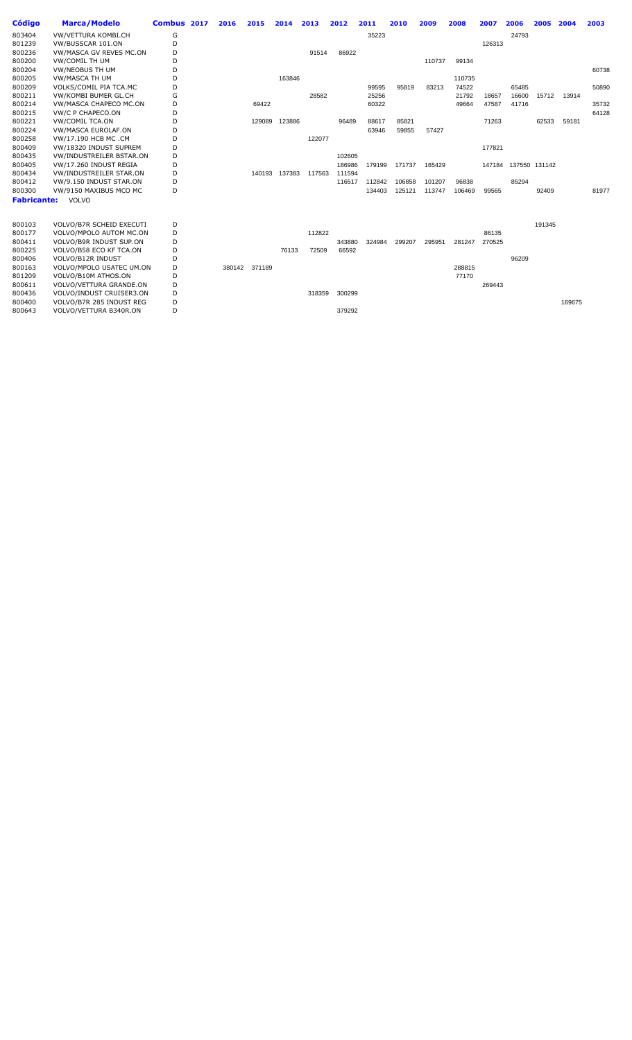| Código | Marca/Modelo | Combus | 2017 | 2016 | 2015 | 2014 | 2013 | 2012 | 2011 | 2010 | 2009 | 2008 | 2007 | 2006 | 2005 | 2004 | 2003 |
|---|---|---|---|---|---|---|---|---|---|---|---|---|---|---|---|---|---|
| 803404 | VW/VETTURA KOMBI.CH | G | | | | | | | 35223 | | | | | 24793 | | | |
| 801239 | VW/BUSSCAR 101.ON | D | | | | | | | | | | | 126313 | | | | |
| 800236 | VW/MASCA GV REVES MC.ON | D | | | | | 91514 | 86922 | | | | | | | | | |
| 800200 | VW/COMIL TH UM | D | | | | | | | | | 110737 | 99134 | | | | | |
| 800204 | VW/NEOBUS TH UM | D | | | | | | | | | | | | | | | 60738 |
| 800205 | VW/MASCA TH UM | D | | | | 163846 | | | | | | 110735 | | | | | |
| 800209 | VOLKS/COMIL PIA TCA.MC | D | | | | | | | 99595 | 95819 | 83213 | 74522 | | 65485 | | | 50890 |
| 800211 | VW/KOMBI BUMER GL.CH | G | | | | | 28582 | | 25256 | | | 21792 | 18657 | 16600 | 15712 | 13914 | |
| 800214 | VW/MASCA CHAPECO MC.ON | D | | | 69422 | | | | 60322 | | | 49664 | 47587 | 41716 | | | 35732 |
| 800215 | VW/C P CHAPECO.ON | D | | | | | | | | | | | | | | | 64128 |
| 800221 | VW/COMIL TCA.ON | D | | | 129089 | 123886 | | 96489 | 88617 | 85821 | | | 71263 | | 62533 | 59181 | |
| 800224 | VW/MASCA EUROLAF.ON | D | | | | | | | 63946 | 59855 | 57427 | | | | | | |
| 800258 | VW/17.190 HCB MC .CM | D | | | | | 122077 | | | | | | | | | | |
| 800409 | VW/18320 INDUST SUPREM | D | | | | | | | | | | | 177821 | | | | |
| 800435 | VW/INDUSTREILER BSTAR.ON | D | | | | | | 102605 | | | | | | | | | |
| 800405 | VW/17.260 INDUST REGIA | D | | | | | | 186986 | 179199 | 171737 | 165429 | | 147184 | 137550 | 131142 | | |
| 800434 | VW/INDUSTREILER STAR.ON | D | | | 140193 | 137383 | 117563 | 111594 | | | | | | | | | |
| 800412 | VW/9.150 INDUST STAR.ON | D | | | | | | 116517 | 112842 | 106858 | 101207 | 96838 | | 85294 | | | |
| 800300 | VW/9150 MAXIBUS MCO MC | D | | | | | | | 134403 | 125121 | 113747 | 106469 | 99565 | | 92409 | | 81977 |
| **Fabricante:** | VOLVO | | | | | | | | | | | | | | | | |
| 800103 | VOLVO/B7R SCHEID EXECUTI | D | | | | | | | | | | | | | 191345 | | |
| 800177 | VOLVO/MPOLO AUTOM MC.ON | D | | | | | 112822 | | | | | | 86135 | | | | |
| 800411 | VOLVO/B9R INDUST SUP.ON | D | | | | | | 343880 | 324984 | 299207 | 295951 | 281247 | 270525 | | | | |
| 800225 | VOLVO/B58 ECO KF TCA.ON | D | | | | 76133 | 72509 | 66592 | | | | | | | | | |
| 800406 | VOLVO/B12R INDUST | D | | | | | | | | | | | | 96209 | | | |
| 800163 | VOLVO/MPOLO USATEC UM.ON | D | | 380142 | 371189 | | | | | | | 288815 | | | | | |
| 801209 | VOLVO/B10M ATHOS.ON | D | | | | | | | | | | 77170 | | | | | |
| 800611 | VOLVO/VETTURA GRANDE.ON | D | | | | | | | | | | | 269443 | | | | |
| 800436 | VOLVO/INDUST CRUISER3.ON | D | | | | | 318359 | 300299 | | | | | | | | | |
| 800400 | VOLVO/B7R 285 INDUST REG | D | | | | | | | | | | | | | | 169675 | |
| 800643 | VOLVO/VETTURA B340R.ON | D | | | | | | 379292 | | | | | | | | | |